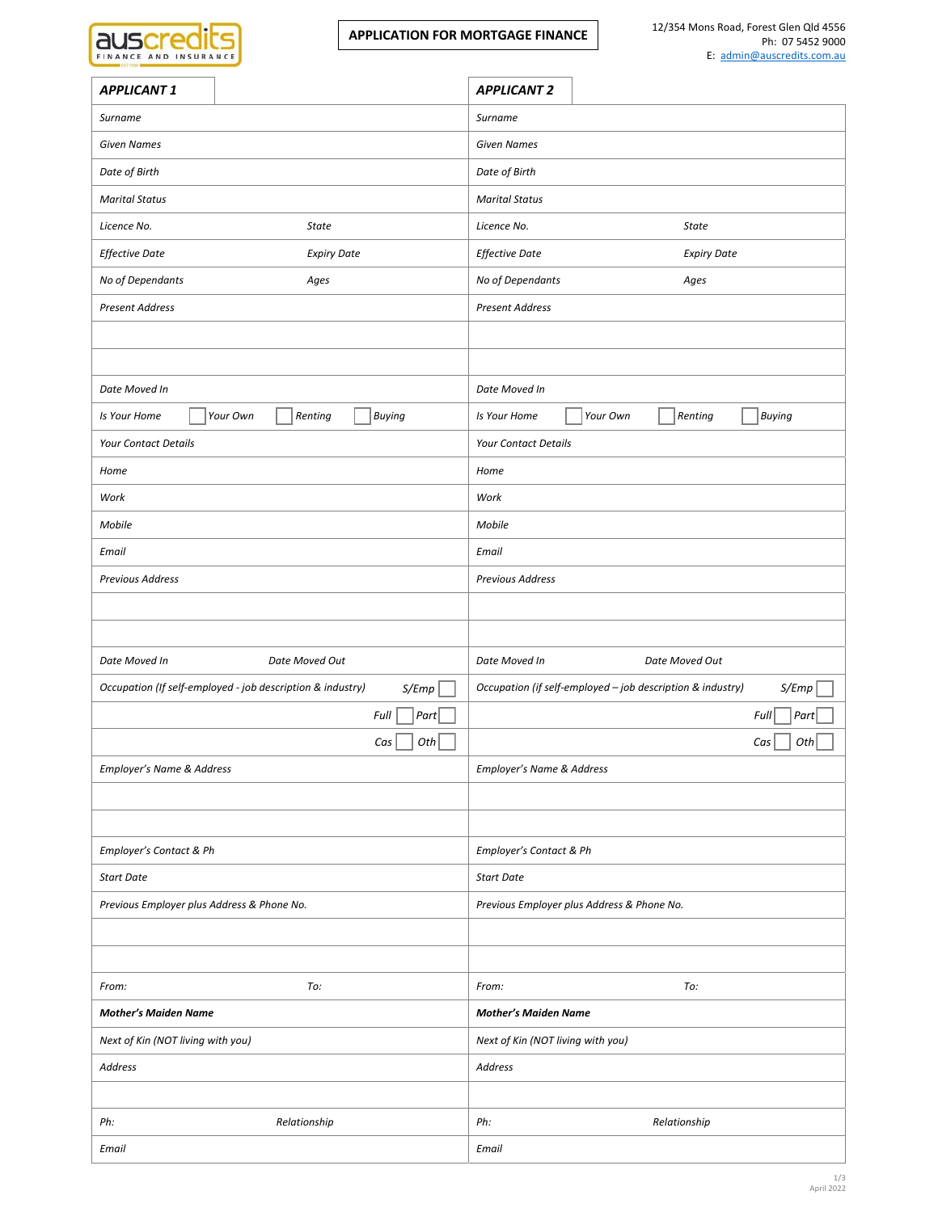auscredits FINANCE AND INSURANCE

# APPLICATION FOR MORTGAGE FINANCE

12/354 Mons Road, Forest Glen Qld 4556
Ph: 07 5452 9000
E: admin@auscredits.com.au

| ***APPLICANT 1*** | ***APPLICANT 2*** |
|---|---|
| *Surname* | *Surname* |
| *Given Names* | *Given Names* |
| *Date of Birth* | *Date of Birth* |
| *Marital Status* | *Marital Status* |
| *Licence No.* &nbsp;&nbsp;&nbsp; *State* | *Licence No.* &nbsp;&nbsp;&nbsp; *State* |
| *Effective Date* &nbsp;&nbsp;&nbsp; *Expiry Date* | *Effective Date* &nbsp;&nbsp;&nbsp; *Expiry Date* |
| *No of Dependants* &nbsp;&nbsp;&nbsp; *Ages* | *No of Dependants* &nbsp;&nbsp;&nbsp; *Ages* |
| *Present Address* | *Present Address* |
| | |
| | |
| *Date Moved In* | *Date Moved In* |
| *Is Your Home* ☐ *Your Own* ☐ *Renting* ☐ *Buying* | *Is Your Home* ☐ *Your Own* ☐ *Renting* ☐ *Buying* |
| *Your Contact Details* | *Your Contact Details* |
| *Home* | *Home* |
| *Work* | *Work* |
| *Mobile* | *Mobile* |
| *Email* | *Email* |
| *Previous Address* | *Previous Address* |
| | |
| | |
| *Date Moved In* &nbsp;&nbsp;&nbsp; *Date Moved Out* | *Date Moved In* &nbsp;&nbsp;&nbsp; *Date Moved Out* |
| *Occupation (If self-employed - job description & industry)* &nbsp;&nbsp;&nbsp; *S/Emp* ☐ | *Occupation (if self-employed – job description & industry)* &nbsp;&nbsp;&nbsp; *S/Emp* ☐ |
| *Full* ☐ *Part* ☐ | *Full* ☐ *Part* ☐ |
| *Cas* ☐ *Oth* ☐ | *Cas* ☐ *Oth* ☐ |
| *Employer's Name & Address* | *Employer's Name & Address* |
| | |
| | |
| *Employer's Contact & Ph* | *Employer's Contact & Ph* |
| *Start Date* | *Start Date* |
| *Previous Employer plus Address & Phone No.* | *Previous Employer plus Address & Phone No.* |
| | |
| | |
| *From:* &nbsp;&nbsp;&nbsp; *To:* | *From:* &nbsp;&nbsp;&nbsp; *To:* |
| ***Mother's Maiden Name*** | ***Mother's Maiden Name*** |
| *Next of Kin (NOT living with you)* | *Next of Kin (NOT living with you)* |
| *Address* | *Address* |
| | |
| *Ph:* &nbsp;&nbsp;&nbsp; *Relationship* | *Ph:* &nbsp;&nbsp;&nbsp; *Relationship* |
| *Email* | *Email* |

April 2022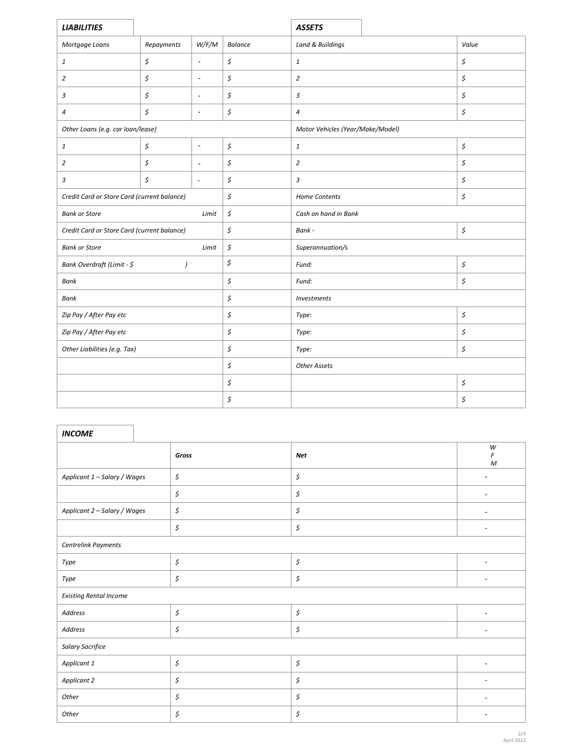| *LIABILITIES* | | | | *ASSETS* | |
|---|---|---|---|---|---|
| *Mortgage Loans* | *Repayments* | *W/F/M* | *Balance* | *Land & Buildings* | *Value* |
| *1* | *$* | - | *$* | *1* | *$* |
| *2* | *$* | - | *$* | *2* | *$* |
| *3* | *$* | - | *$* | *3* | *$* |
| *4* | *$* | - | *$* | *4* | *$* |
| *Other Loans (e.g. car loan/lease)* | | | | *Motor Vehicles (Year/Make/Model)* | |
| *1* | *$* | - | *$* | *1* | *$* |
| *2* | *$* | - | *$* | *2* | *$* |
| *3* | *$* | - | *$* | *3* | *$* |
| *Credit Card or Store Card (current balance)* | | | *$* | *Home Contents* | *$* |
| *Bank or Store* | | *Limit* | *$* | *Cash on hand in Bank* | |
| *Credit Card or Store Card (current balance)* | | | *$* | *Bank -* | *$* |
| *Bank or Store* | | *Limit* | *$* | *Superannuation/s* | |
| *Bank Overdraft (Limit - $ )* | | | *$* | *Fund:* | *$* |
| *Bank* | | | *$* | *Fund:* | *$* |
| *Bank* | | | *$* | *Investments* | |
| *Zip Pay / After Pay etc* | | | *$* | *Type:* | *$* |
| *Zip Pay / After Pay etc* | | | *$* | *Type:* | *$* |
| *Other Liabilities (e.g. Tax)* | | | *$* | *Type:* | *$* |
| | | | *$* | *Other Assets* | |
| | | | *$* | | *$* |
| | | | *$* | | *$* |

| *INCOME* | | | |
|---|---|---|---|
| | ***Gross*** | ***Net*** | *W F M* |
| *Applicant 1 – Salary / Wages* | *$* | *$* | - |
| | *$* | *$* | - |
| *Applicant 2 – Salary / Wages* | *$* | *$* | - |
| | *$* | *$* | - |
| *Centrelink Payments* | | | |
| *Type* | *$* | *$* | - |
| *Type* | *$* | *$* | - |
| *Existing Rental Income* | | | |
| *Address* | *$* | *$* | - |
| *Address* | *$* | *$* | - |
| *Salary Sacrifice* | | | |
| *Applicant 1* | *$* | *$* | - |
| *Applicant 2* | *$* | *$* | - |
| *Other* | *$* | *$* | - |
| *Other* | *$* | *$* | - |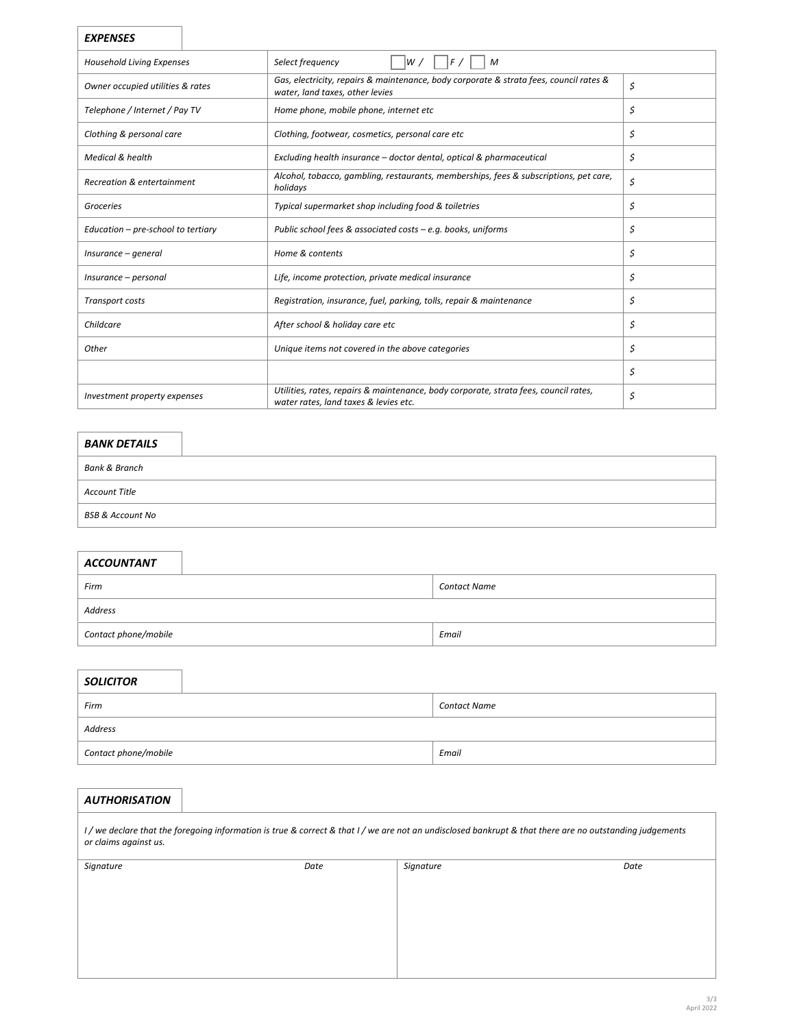## *EXPENSES*

| | | |
|---|---|---|
| *Household Living Expenses* | *Select frequency* ☐ *W /* ☐ *F /* ☐ *M* | |
| *Owner occupied utilities & rates* | *Gas, electricity, repairs & maintenance, body corporate & strata fees, council rates & water, land taxes, other levies* | $ |
| *Telephone / Internet / Pay TV* | *Home phone, mobile phone, internet etc* | $ |
| *Clothing & personal care* | *Clothing, footwear, cosmetics, personal care etc* | $ |
| *Medical & health* | *Excluding health insurance – doctor dental, optical & pharmaceutical* | $ |
| *Recreation & entertainment* | *Alcohol, tobacco, gambling, restaurants, memberships, fees & subscriptions, pet care, holidays* | $ |
| *Groceries* | *Typical supermarket shop including food & toiletries* | $ |
| *Education – pre-school to tertiary* | *Public school fees & associated costs – e.g. books, uniforms* | $ |
| *Insurance – general* | *Home & contents* | $ |
| *Insurance – personal* | *Life, income protection, private medical insurance* | $ |
| *Transport costs* | *Registration, insurance, fuel, parking, tolls, repair & maintenance* | $ |
| *Childcare* | *After school & holiday care etc* | $ |
| *Other* | *Unique items not covered in the above categories* | $ |
| | | $ |
| *Investment property expenses* | *Utilities, rates, repairs & maintenance, body corporate, strata fees, council rates, water rates, land taxes & levies etc.* | $ |

## *BANK DETAILS*

| |
|---|
| *Bank & Branch* |
| *Account Title* |
| *BSB & Account No* |

## *ACCOUNTANT*

| | |
|---|---|
| *Firm* | *Contact Name* |
| *Address* | |
| *Contact phone/mobile* | *Email* |

## *SOLICITOR*

| | |
|---|---|
| *Firm* | *Contact Name* |
| *Address* | |
| *Contact phone/mobile* | *Email* |

## *AUTHORISATION*

*I / we declare that the foregoing information is true & correct & that I / we are not an undisclosed bankrupt & that there are no outstanding judgements or claims against us.*

| | | | |
|---|---|---|---|
| *Signature* | *Date* | *Signature* | *Date* |

April 2022